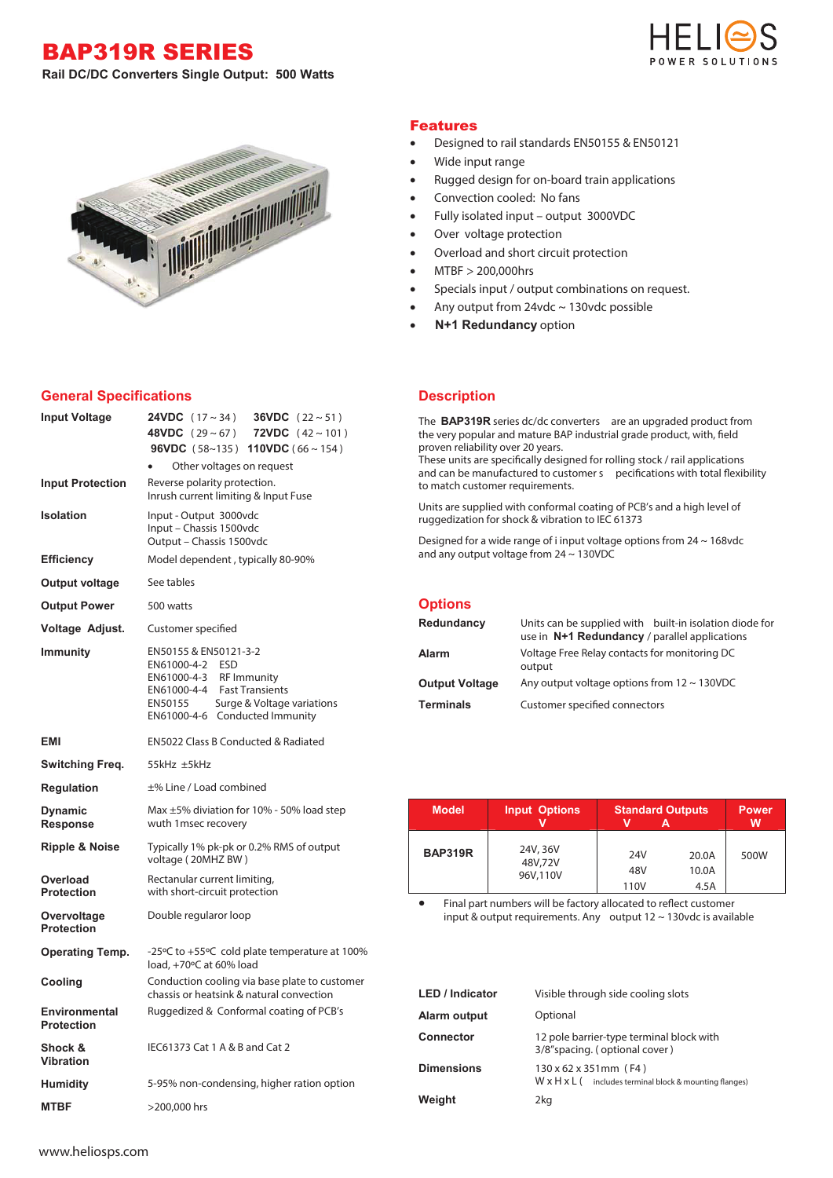# BAP319R SERIES

**Rail DC/DC Converters Single Output: 500 Watts**

HELIOS POWER SOLUTIONS

## Features

- Designed to rail standards EN50155 & EN50121
- Wide input range
- Rugged design for on-board train applications
- Convection cooled: No fans
- Fully isolated input – output 3000VDC
- Over voltage protection
- Overload and short circuit protection
- MTBF > 200,000hrs
- Specials input / output combinations on request.
- Any output from 24vdc ~ 130vdc possible
- **N+1 Redundancy** option

## General Specifications

| | |
|---|---|
| **Input Voltage** | **24VDC** ( 17 ~ 34 ) **36VDC** ( 22 ~ 51 ) **48VDC** ( 29 ~ 67 ) **72VDC** ( 42 ~ 101 ) **96VDC** ( 58~135 ) **110VDC** ( 66 ~ 154 ) • Other voltages on request |
| **Input Protection** | Reverse polarity protection. Inrush current limiting & Input Fuse |
| **Isolation** | Input - Output 3000vdc<br>Input – Chassis 1500vdc<br>Output – Chassis 1500vdc |
| **Efficiency** | Model dependent , typically 80-90% |
| **Output voltage** | See tables |
| **Output Power** | 500 watts |
| **Voltage Adjust.** | Customer specified |
| **Immunity** | EN50155 & EN50121-3-2<br>EN61000-4-2 ESD<br>EN61000-4-3 RF Immunity<br>EN61000-4-4 Fast Transients<br>EN50155 Surge & Voltage variations<br>EN61000-4-6 Conducted Immunity |
| **EMI** | EN5022 Class B Conducted & Radiated |
| **Switching Freq.** | 55kHz ±5kHz |
| **Regulation** | ±% Line / Load combined |
| **Dynamic Response** | Max ±5% diviation for 10% - 50% load step wuth 1msec recovery |
| **Ripple & Noise** | Typically 1% pk-pk or 0.2% RMS of output voltage ( 20MHZ BW ) |
| **Overload Protection** | Rectanular current limiting, with short-circuit protection |
| **Overvoltage Protection** | Double regulaor loop |
| **Operating Temp.** | -25ºC to +55ºC cold plate temperature at 100% load, +70ºC at 60% load |
| **Cooling** | Conduction cooling via base plate to customer chassis or heatsink & natural convection |
| **Environmental Protection** | Ruggedized & Conformal coating of PCB's |
| **Shock & Vibration** | IEC61373 Cat 1 A & B and Cat 2 |
| **Humidity** | 5-95% non-condensing, higher ration option |
| **MTBF** | >200,000 hrs |

## Description

The **BAP319R** series dc/dc converters are an upgraded product from the very popular and mature BAP industrial grade product, with, field proven reliability over 20 years.
These units are specifically designed for rolling stock / rail applications and can be manufactured to customer s pecifications with total flexibility to match customer requirements.

Units are supplied with conformal coating of PCB's and a high level of ruggedization for shock & vibration to IEC 61373

Designed for a wide range of i input voltage options from 24 ~ 168vdc and any output voltage from 24 ~ 130VDC

## Options

| | |
|---|---|
| **Redundancy** | Units can be supplied with built-in isolation diode for use in **N+1 Redundancy** / parallel applications |
| **Alarm** | Voltage Free Relay contacts for monitoring DC output |
| **Output Voltage** | Any output voltage options from 12 ~ 130VDC |
| **Terminals** | Customer specified connectors |

| Model | Input Options V | Standard Outputs V | A | Power W |
|---|---|---|---|---|
| **BAP319R** | 24V, 36V<br>48V,72V<br>96V,110V | 24V<br>48V<br>110V | 20.0A<br>10.0A<br>4.5A | 500W |

- Final part numbers will be factory allocated to reflect customer input & output requirements. Any output 12 ~ 130vdc is available

| | |
|---|---|
| **LED / Indicator** | Visible through side cooling slots |
| **Alarm output** | Optional |
| **Connector** | 12 pole barrier-type terminal block with 3/8"spacing. ( optional cover ) |
| **Dimensions** | 130 x 62 x 351mm ( F4 )<br>W x H x L ( includes terminal block & mounting flanges) |
| **Weight** | 2kg |

www.heliosps.com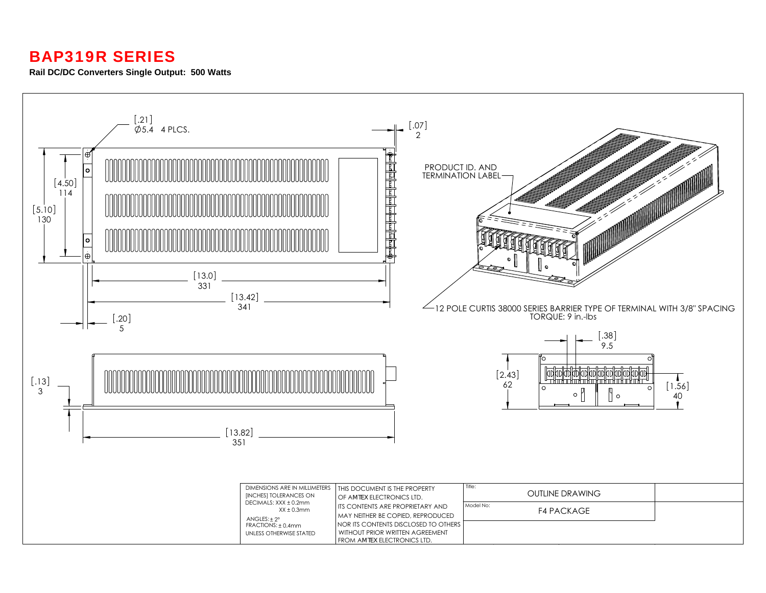# BAP319R SERIES

**Rail DC/DC Converters Single Output: 500 Watts**

[.21]
Ø5.4 4 PLCS.

[.07]
2

[4.50]
114

[5.10]
130

[13.0]
331

[13.42]
341

[.20]
5

PRODUCT ID. AND
TERMINATION LABEL

12 POLE CURTIS 38000 SERIES BARRIER TYPE OF TERMINAL WITH 3/8" SPACING
TORQUE: 9 in.-lbs

[.38]
9.5

[2.43]
62

[1.56]
40

[.13]
3

[13.82]
351

| | | | |
|---|---|---|---|
| DIMENSIONS ARE IN MILLIMETERS [INCHES] TOLERANCES ON DECIMALS: XXX ± 0.2mm XX ± 0.3mm ANGLES: ± 2° FRACTIONS: ± 0.4mm UNLESS OTHERWISE STATED | THIS DOCUMENT IS THE PROPERTY OF AMTEX ELECTRONICS LTD. ITS CONTENTS ARE PROPRIETARY AND MAY NEITHER BE COPIED, REPRODUCED NOR ITS CONTENTS DISCLOSED TO OTHERS WITHOUT PRIOR WRITTEN AGREEMENT FROM AMTEX ELECTRONICS LTD. | Title: OUTLINE DRAWING | |
| | | Model No: F4 PACKAGE | |